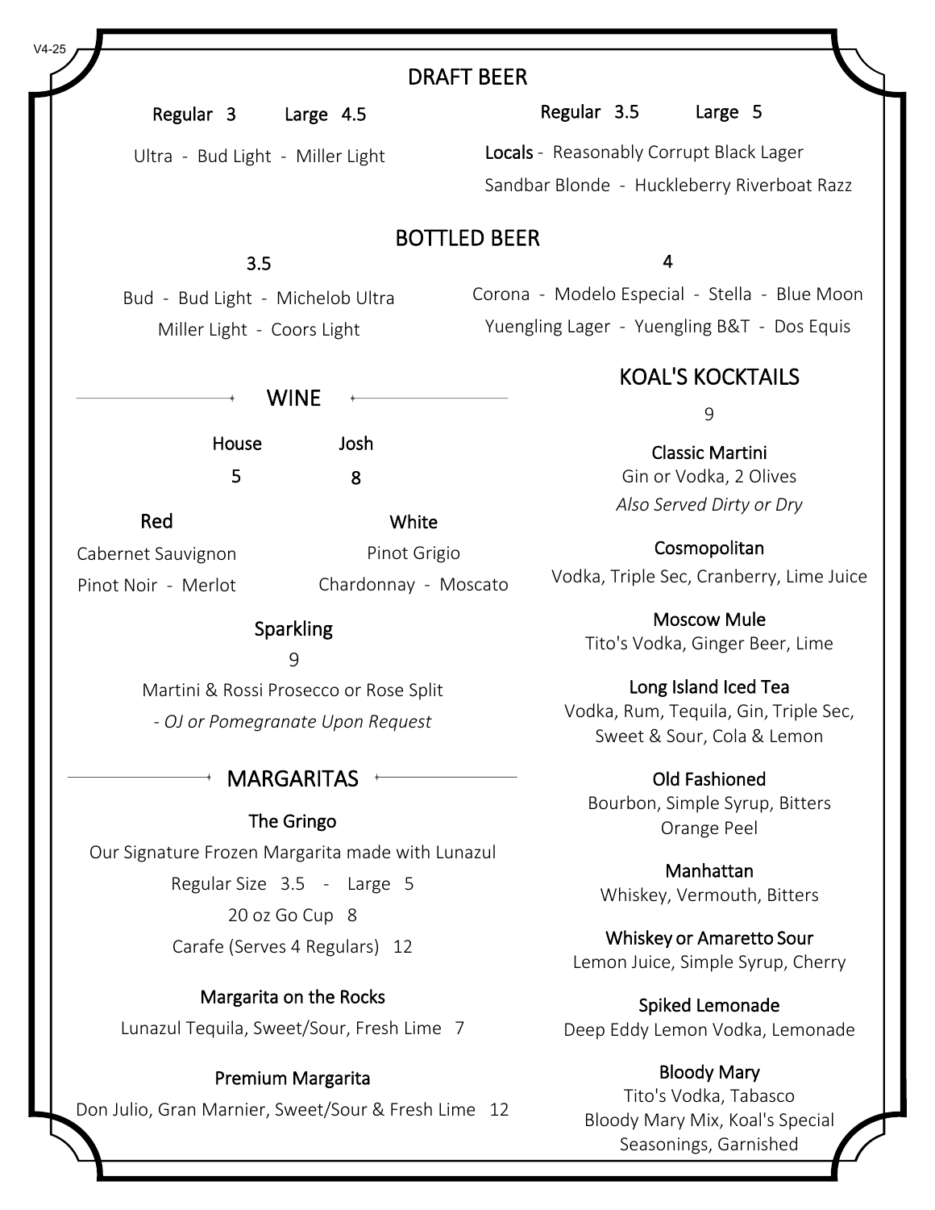# DRAFT BEER

**Regular 3 Large 4.5**

Ultra - Bud Light - Miller Light

**Regular 3.5 Large 5**

**Locals** - Reasonably Corrupt Black Lager

Sandbar Blonde - Huckleberry Riverboat Razz

# BOTTLED BEER

**3.5**

Bud - Bud Light - Michelob Ultra

Miller Light - Coors Light

**4**

Corona - Modelo Especial - Stella - Blue Moon

Yuengling Lager - Yuengling B&T - Dos Equis

## WINE

| House | Josh |
|---|---|
| 5 | 8 |

### Red

Cabernet Sauvignon

Pinot Noir - Merlot

### White

Pinot Grigio

Chardonnay - Moscato

### Sparkling

9

Martini & Rossi Prosecco or Rose Split

*- OJ or Pomegranate Upon Request*

## MARGARITAS

### The Gringo

Our Signature Frozen Margarita made with Lunazul

Regular Size 3.5 - Large 5

20 oz Go Cup 8

Carafe (Serves 4 Regulars) 12

### Margarita on the Rocks

Lunazul Tequila, Sweet/Sour, Fresh Lime 7

### Premium Margarita

Don Julio, Gran Marnier, Sweet/Sour & Fresh Lime 12

## KOAL'S KOCKTAILS

9

### Classic Martini

Gin or Vodka, 2 Olives

*Also Served Dirty or Dry*

### Cosmopolitan

Vodka, Triple Sec, Cranberry, Lime Juice

### Moscow Mule

Tito's Vodka, Ginger Beer, Lime

### Long Island Iced Tea

Vodka, Rum, Tequila, Gin, Triple Sec, Sweet & Sour, Cola & Lemon

### Old Fashioned

Bourbon, Simple Syrup, Bitters Orange Peel

### Manhattan

Whiskey, Vermouth, Bitters

### Whiskey or Amaretto Sour

Lemon Juice, Simple Syrup, Cherry

### Spiked Lemonade

Deep Eddy Lemon Vodka, Lemonade

### Bloody Mary

Tito's Vodka, Tabasco Bloody Mary Mix, Koal's Special Seasonings, Garnished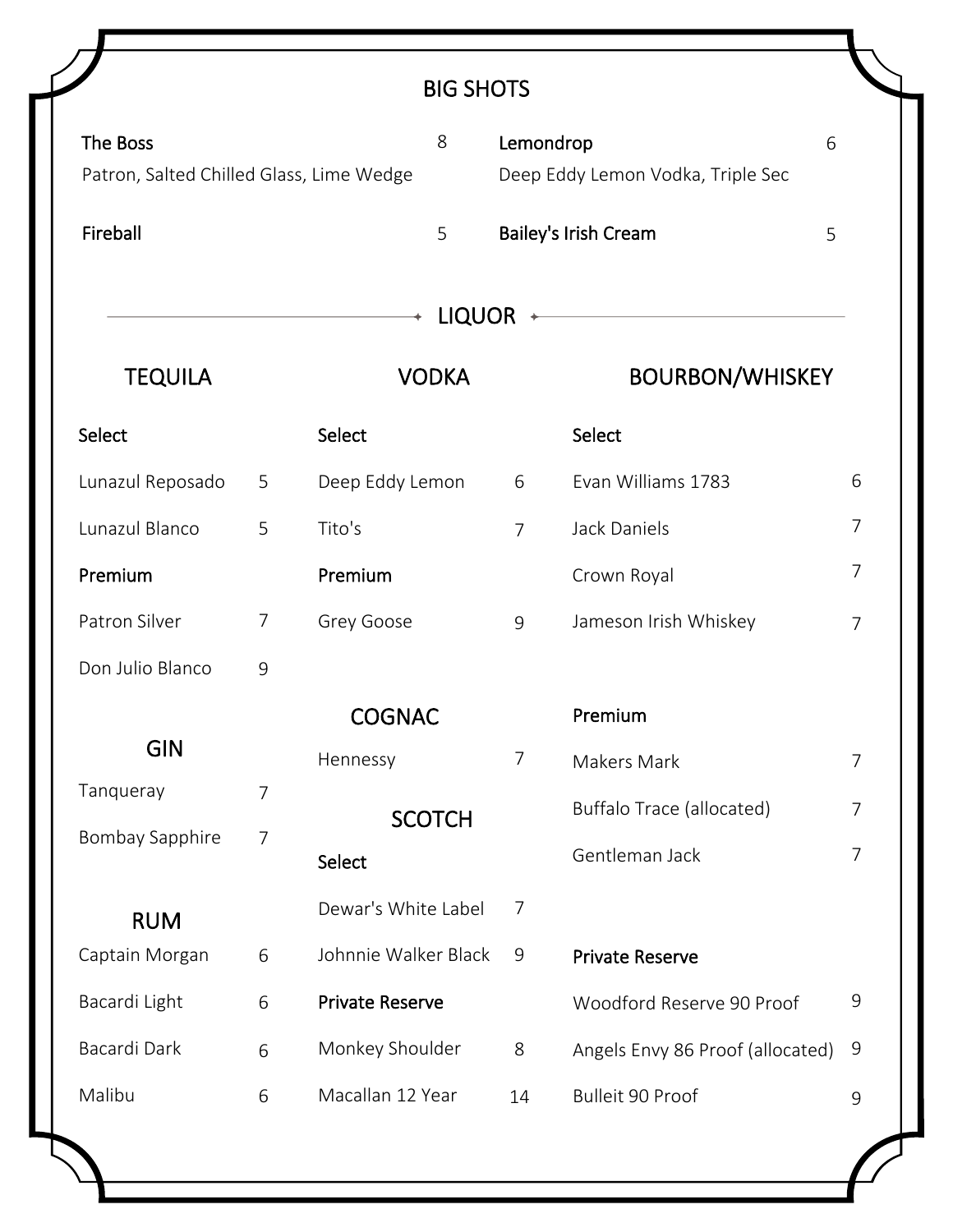## BIG SHOTS

**The Boss** 8
Patron, Salted Chilled Glass, Lime Wedge

**Lemondrop** 6
Deep Eddy Lemon Vodka, Triple Sec

**Fireball** 5

**Bailey's Irish Cream** 5

## LIQUOR

### TEQUILA

**Select**

- Lunazul Reposado 5
- Lunazul Blanco 5

**Premium**

- Patron Silver 7
- Don Julio Blanco 9

### GIN

- Tanqueray 7
- Bombay Sapphire 7

### RUM

- Captain Morgan 6
- Bacardi Light 6
- Bacardi Dark 6
- Malibu 6

### VODKA

**Select**

- Deep Eddy Lemon 6
- Tito's 7

**Premium**

- Grey Goose 9

### COGNAC

- Hennessy 7

### SCOTCH

**Select**

- Dewar's White Label 7
- Johnnie Walker Black 9

**Private Reserve**

- Monkey Shoulder 8
- Macallan 12 Year 14

### BOURBON/WHISKEY

**Select**

- Evan Williams 1783 6
- Jack Daniels 7
- Crown Royal 7
- Jameson Irish Whiskey 7

**Premium**

- Makers Mark 7
- Buffalo Trace (allocated) 7
- Gentleman Jack 7

**Private Reserve**

- Woodford Reserve 90 Proof 9
- Angels Envy 86 Proof (allocated) 9
- Bulleit 90 Proof 9